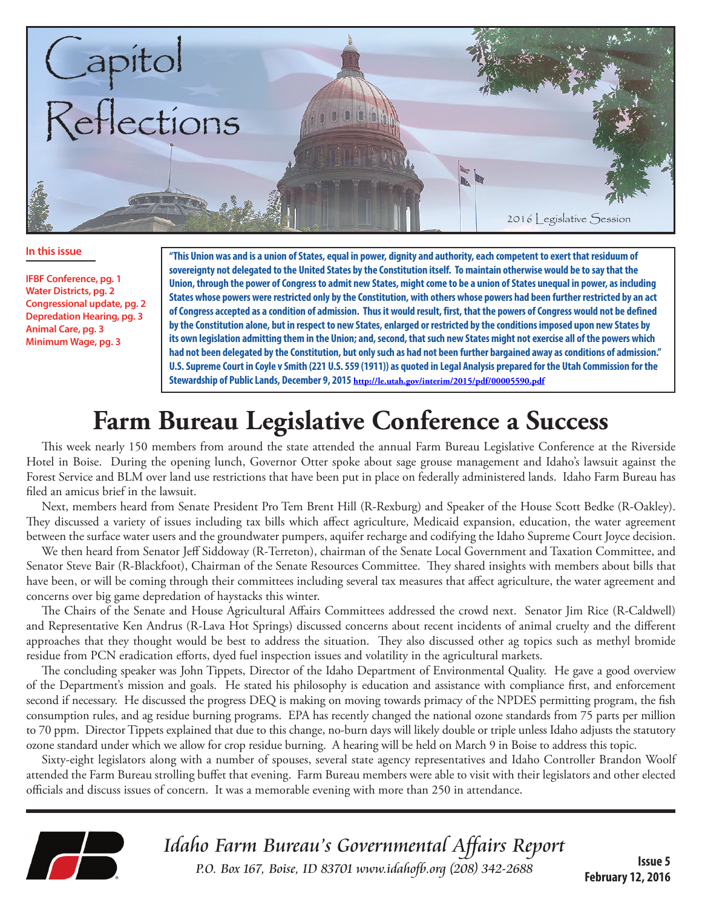# Capitol Reflections

2016 Legislative Session

**In this issue**

**IFBF Conference, pg. 1**
**Water Districts, pg. 2**
**Congressional update, pg. 2**
**Depredation Hearing, pg. 3**
**Animal Care, pg. 3**
**Minimum Wage, pg. 3**

**"This Union was and is a union of States, equal in power, dignity and authority, each competent to exert that residuum of sovereignty not delegated to the United States by the Constitution itself. To maintain otherwise would be to say that the Union, through the power of Congress to admit new States, might come to be a union of States unequal in power, as including States whose powers were restricted only by the Constitution, with others whose powers had been further restricted by an act of Congress accepted as a condition of admission. Thus it would result, first, that the powers of Congress would not be defined by the Constitution alone, but in respect to new States, enlarged or restricted by the conditions imposed upon new States by its own legislation admitting them in the Union; and, second, that such new States might not exercise all of the powers which had not been delegated by the Constitution, but only such as had not been further bargained away as conditions of admission." U.S. Supreme Court in Coyle v Smith (221 U.S. 559 (1911)) as quoted in Legal Analysis prepared for the Utah Commission for the Stewardship of Public Lands, December 9, 2015 http://le.utah.gov/interim/2015/pdf/00005590.pdf**

# Farm Bureau Legislative Conference a Success

This week nearly 150 members from around the state attended the annual Farm Bureau Legislative Conference at the Riverside Hotel in Boise. During the opening lunch, Governor Otter spoke about sage grouse management and Idaho's lawsuit against the Forest Service and BLM over land use restrictions that have been put in place on federally administered lands. Idaho Farm Bureau has filed an amicus brief in the lawsuit.

Next, members heard from Senate President Pro Tem Brent Hill (R-Rexburg) and Speaker of the House Scott Bedke (R-Oakley). They discussed a variety of issues including tax bills which affect agriculture, Medicaid expansion, education, the water agreement between the surface water users and the groundwater pumpers, aquifer recharge and codifying the Idaho Supreme Court Joyce decision.

We then heard from Senator Jeff Siddoway (R-Terreton), chairman of the Senate Local Government and Taxation Committee, and Senator Steve Bair (R-Blackfoot), Chairman of the Senate Resources Committee. They shared insights with members about bills that have been, or will be coming through their committees including several tax measures that affect agriculture, the water agreement and concerns over big game depredation of haystacks this winter.

The Chairs of the Senate and House Agricultural Affairs Committees addressed the crowd next. Senator Jim Rice (R-Caldwell) and Representative Ken Andrus (R-Lava Hot Springs) discussed concerns about recent incidents of animal cruelty and the different approaches that they thought would be best to address the situation. They also discussed other ag topics such as methyl bromide residue from PCN eradication efforts, dyed fuel inspection issues and volatility in the agricultural markets.

The concluding speaker was John Tippets, Director of the Idaho Department of Environmental Quality. He gave a good overview of the Department's mission and goals. He stated his philosophy is education and assistance with compliance first, and enforcement second if necessary. He discussed the progress DEQ is making on moving towards primacy of the NPDES permitting program, the fish consumption rules, and ag residue burning programs. EPA has recently changed the national ozone standards from 75 parts per million to 70 ppm. Director Tippets explained that due to this change, no-burn days will likely double or triple unless Idaho adjusts the statutory ozone standard under which we allow for crop residue burning. A hearing will be held on March 9 in Boise to address this topic.

Sixty-eight legislators along with a number of spouses, several state agency representatives and Idaho Controller Brandon Woolf attended the Farm Bureau strolling buffet that evening. Farm Bureau members were able to visit with their legislators and other elected officials and discuss issues of concern. It was a memorable evening with more than 250 in attendance.

*Idaho Farm Bureau's Governmental Affairs Report*
*P.O. Box 167, Boise, ID 83701 www.idahofb.org (208) 342-2688*

**Issue 5**
**February 12, 2016**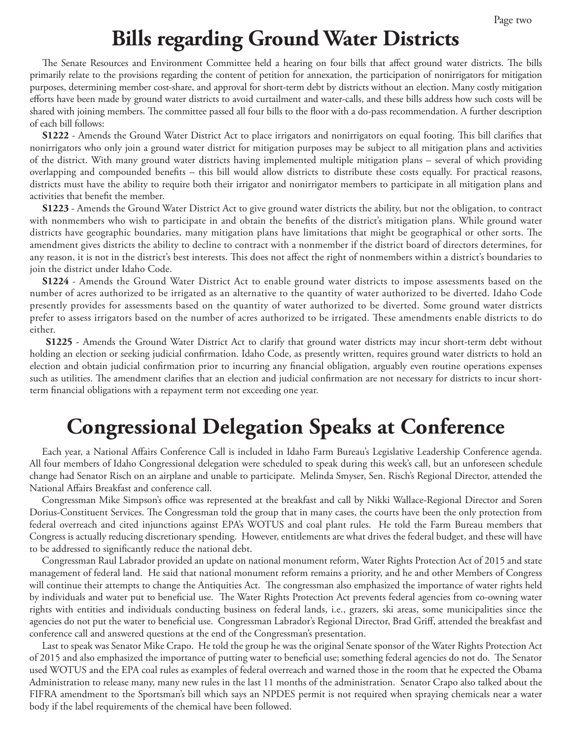# Bills regarding Ground Water Districts

The Senate Resources and Environment Committee held a hearing on four bills that affect ground water districts. The bills primarily relate to the provisions regarding the content of petition for annexation, the participation of nonirrigators for mitigation purposes, determining member cost-share, and approval for short-term debt by districts without an election. Many costly mitigation efforts have been made by ground water districts to avoid curtailment and water-calls, and these bills address how such costs will be shared with joining members. The committee passed all four bills to the floor with a do-pass recommendation. A further description of each bill follows:

**S1222** - Amends the Ground Water District Act to place irrigators and nonirrigators on equal footing. This bill clarifies that nonirrigators who only join a ground water district for mitigation purposes may be subject to all mitigation plans and activities of the district. With many ground water districts having implemented multiple mitigation plans – several of which providing overlapping and compounded benefits – this bill would allow districts to distribute these costs equally. For practical reasons, districts must have the ability to require both their irrigator and nonirrigator members to participate in all mitigation plans and activities that benefit the member.

**S1223** - Amends the Ground Water District Act to give ground water districts the ability, but not the obligation, to contract with nonmembers who wish to participate in and obtain the benefits of the district's mitigation plans. While ground water districts have geographic boundaries, many mitigation plans have limitations that might be geographical or other sorts. The amendment gives districts the ability to decline to contract with a nonmember if the district board of directors determines, for any reason, it is not in the district's best interests. This does not affect the right of nonmembers within a district's boundaries to join the district under Idaho Code.

**S1224** - Amends the Ground Water District Act to enable ground water districts to impose assessments based on the number of acres authorized to be irrigated as an alternative to the quantity of water authorized to be diverted. Idaho Code presently provides for assessments based on the quantity of water authorized to be diverted. Some ground water districts prefer to assess irrigators based on the number of acres authorized to be irrigated. These amendments enable districts to do either.

**S1225** - Amends the Ground Water District Act to clarify that ground water districts may incur short-term debt without holding an election or seeking judicial confirmation. Idaho Code, as presently written, requires ground water districts to hold an election and obtain judicial confirmation prior to incurring any financial obligation, arguably even routine operations expenses such as utilities. The amendment clarifies that an election and judicial confirmation are not necessary for districts to incur short-term financial obligations with a repayment term not exceeding one year.

# Congressional Delegation Speaks at Conference

Each year, a National Affairs Conference Call is included in Idaho Farm Bureau's Legislative Leadership Conference agenda. All four members of Idaho Congressional delegation were scheduled to speak during this week's call, but an unforeseen schedule change had Senator Risch on an airplane and unable to participate. Melinda Smyser, Sen. Risch's Regional Director, attended the National Affairs Breakfast and conference call.

Congressman Mike Simpson's office was represented at the breakfast and call by Nikki Wallace-Regional Director and Soren Dorius-Constituent Services. The Congressman told the group that in many cases, the courts have been the only protection from federal overreach and cited injunctions against EPA's WOTUS and coal plant rules. He told the Farm Bureau members that Congress is actually reducing discretionary spending. However, entitlements are what drives the federal budget, and these will have to be addressed to significantly reduce the national debt.

Congressman Raul Labrador provided an update on national monument reform, Water Rights Protection Act of 2015 and state management of federal land. He said that national monument reform remains a priority, and he and other Members of Congress will continue their attempts to change the Antiquities Act. The congressman also emphasized the importance of water rights held by individuals and water put to beneficial use. The Water Rights Protection Act prevents federal agencies from co-owning water rights with entities and individuals conducting business on federal lands, i.e., grazers, ski areas, some municipalities since the agencies do not put the water to beneficial use. Congressman Labrador's Regional Director, Brad Griff, attended the breakfast and conference call and answered questions at the end of the Congressman's presentation.

Last to speak was Senator Mike Crapo. He told the group he was the original Senate sponsor of the Water Rights Protection Act of 2015 and also emphasized the importance of putting water to beneficial use; something federal agencies do not do. The Senator used WOTUS and the EPA coal rules as examples of federal overreach and warned those in the room that he expected the Obama Administration to release many, many new rules in the last 11 months of the administration. Senator Crapo also talked about the FIFRA amendment to the Sportsman's bill which says an NPDES permit is not required when spraying chemicals near a water body if the label requirements of the chemical have been followed.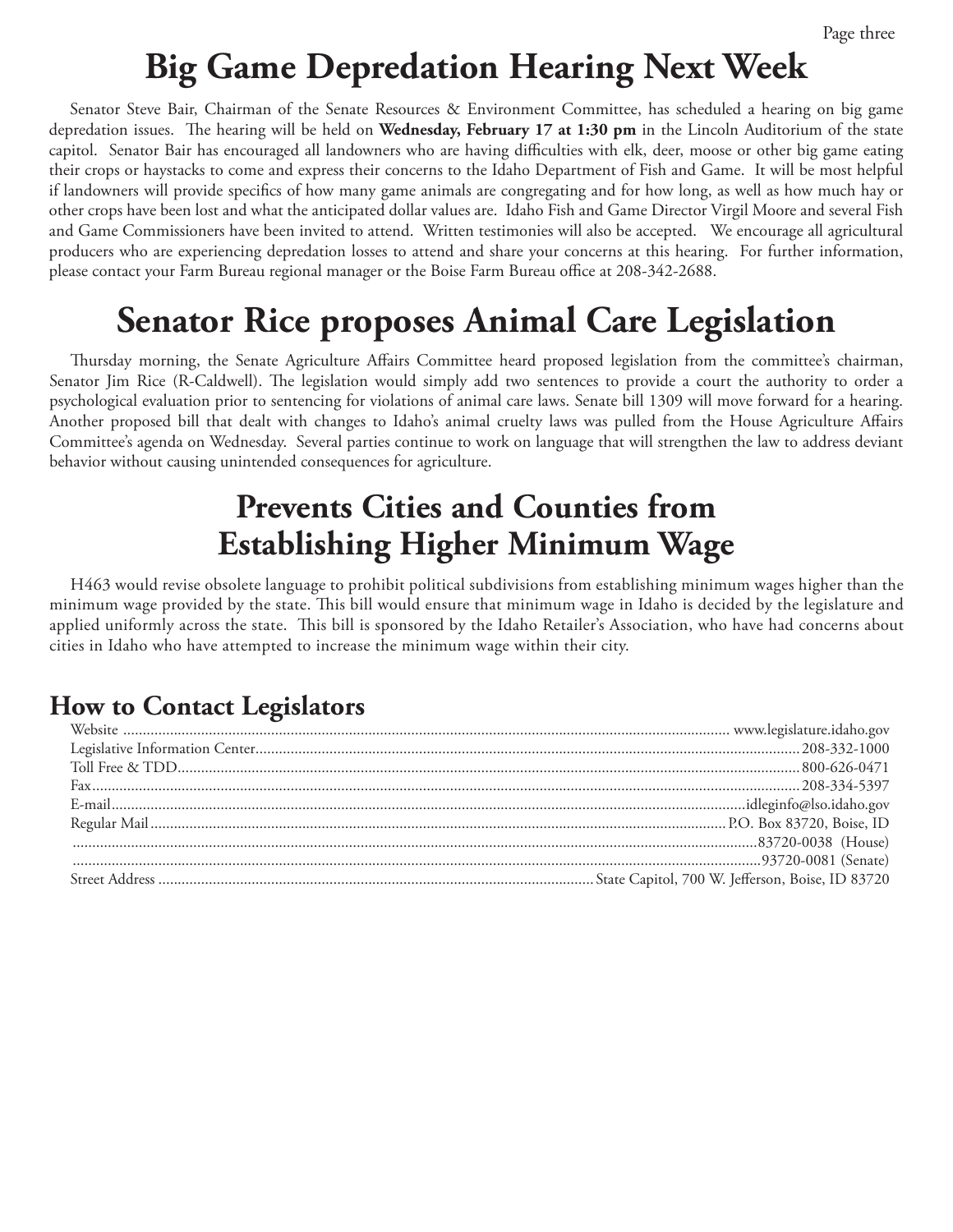# Big Game Depredation Hearing Next Week

Senator Steve Bair, Chairman of the Senate Resources & Environment Committee, has scheduled a hearing on big game depredation issues. The hearing will be held on **Wednesday, February 17 at 1:30 pm** in the Lincoln Auditorium of the state capitol. Senator Bair has encouraged all landowners who are having difficulties with elk, deer, moose or other big game eating their crops or haystacks to come and express their concerns to the Idaho Department of Fish and Game. It will be most helpful if landowners will provide specifics of how many game animals are congregating and for how long, as well as how much hay or other crops have been lost and what the anticipated dollar values are. Idaho Fish and Game Director Virgil Moore and several Fish and Game Commissioners have been invited to attend. Written testimonies will also be accepted. We encourage all agricultural producers who are experiencing depredation losses to attend and share your concerns at this hearing. For further information, please contact your Farm Bureau regional manager or the Boise Farm Bureau office at 208-342-2688.

# Senator Rice proposes Animal Care Legislation

Thursday morning, the Senate Agriculture Affairs Committee heard proposed legislation from the committee's chairman, Senator Jim Rice (R-Caldwell). The legislation would simply add two sentences to provide a court the authority to order a psychological evaluation prior to sentencing for violations of animal care laws. Senate bill 1309 will move forward for a hearing. Another proposed bill that dealt with changes to Idaho's animal cruelty laws was pulled from the House Agriculture Affairs Committee's agenda on Wednesday. Several parties continue to work on language that will strengthen the law to address deviant behavior without causing unintended consequences for agriculture.

# Prevents Cities and Counties from Establishing Higher Minimum Wage

H463 would revise obsolete language to prohibit political subdivisions from establishing minimum wages higher than the minimum wage provided by the state. This bill would ensure that minimum wage in Idaho is decided by the legislature and applied uniformly across the state. This bill is sponsored by the Idaho Retailer's Association, who have had concerns about cities in Idaho who have attempted to increase the minimum wage within their city.

## How to Contact Legislators

| | |
|---|---|
| Website | www.legislature.idaho.gov |
| Legislative Information Center | 208-332-1000 |
| Toll Free & TDD | 800-626-0471 |
| Fax | 208-334-5397 |
| E-mail | idleginfo@lso.idaho.gov |
| Regular Mail | P.O. Box 83720, Boise, ID |
| | 83720-0038 (House) |
| | 93720-0081 (Senate) |
| Street Address | State Capitol, 700 W. Jefferson, Boise, ID 83720 |